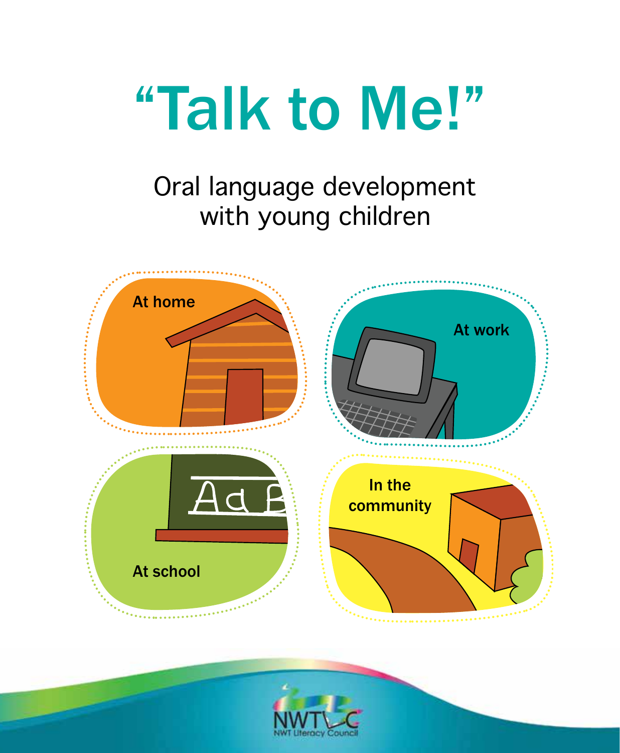# "Talk to Me!"

Oral language development with young children

At home

At work

At school

In the community

NWT Literacy Council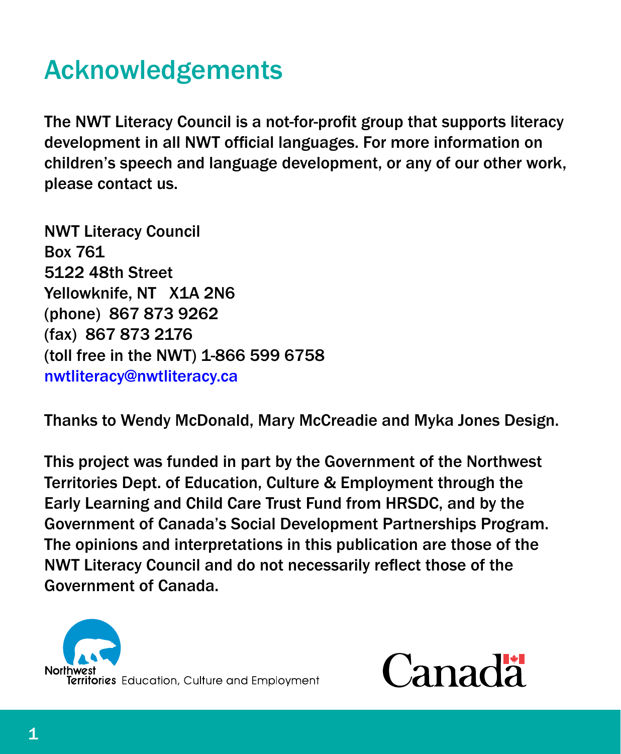# Acknowledgements

The NWT Literacy Council is a not-for-profit group that supports literacy development in all NWT official languages. For more information on children's speech and language development, or any of our other work, please contact us.

NWT Literacy Council
Box 761
5122 48th Street
Yellowknife, NT   X1A 2N6
(phone)  867 873 9262
(fax)  867 873 2176
(toll free in the NWT) 1-866 599 6758
nwtliteracy@nwtliteracy.ca

Thanks to Wendy McDonald, Mary McCreadie and Myka Jones Design.

This project was funded in part by the Government of the Northwest Territories Dept. of Education, Culture & Employment through the Early Learning and Child Care Trust Fund from HRSDC, and by the Government of Canada's Social Development Partnerships Program. The opinions and interpretations in this publication are those of the NWT Literacy Council and do not necessarily reflect those of the Government of Canada.

Northwest Territories Education, Culture and Employment

Canada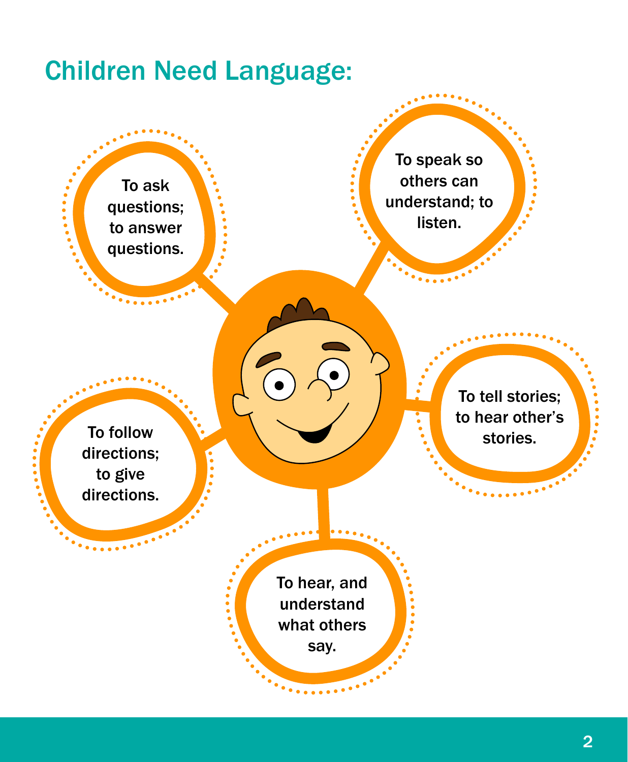# Children Need Language:

- To ask questions; to answer questions.
- To speak so others can understand; to listen.
- To tell stories; to hear other's stories.
- To follow directions; to give directions.
- To hear, and understand what others say.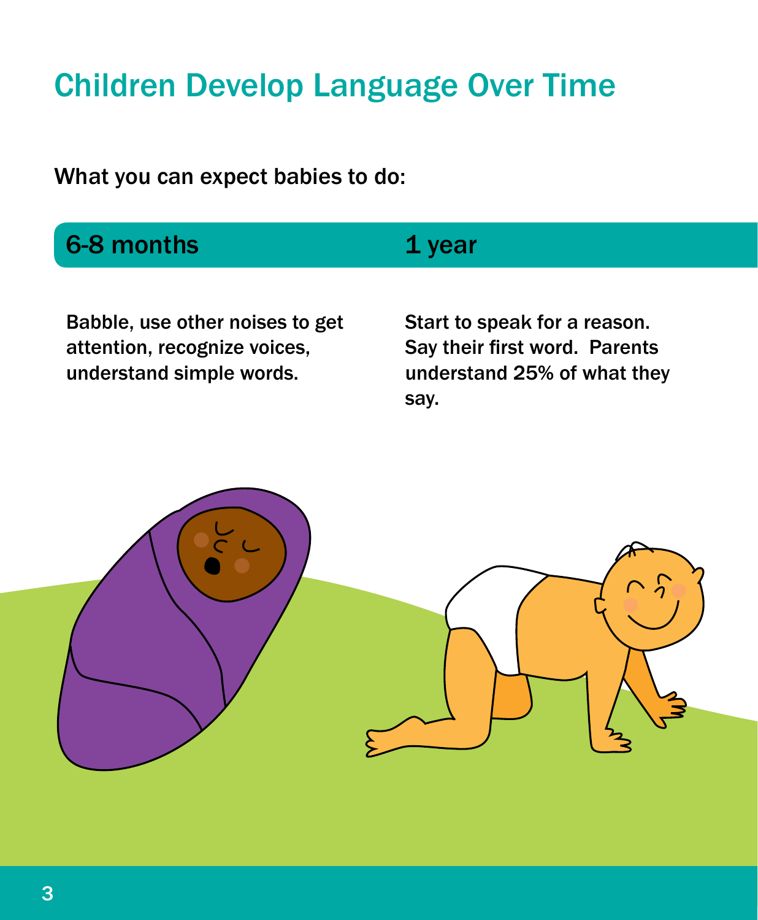# Children Develop Language Over Time

What you can expect babies to do:

| 6-8 months | 1 year |
|---|---|
| Babble, use other noises to get attention, recognize voices, understand simple words. | Start to speak for a reason. Say their first word. Parents understand 25% of what they say. |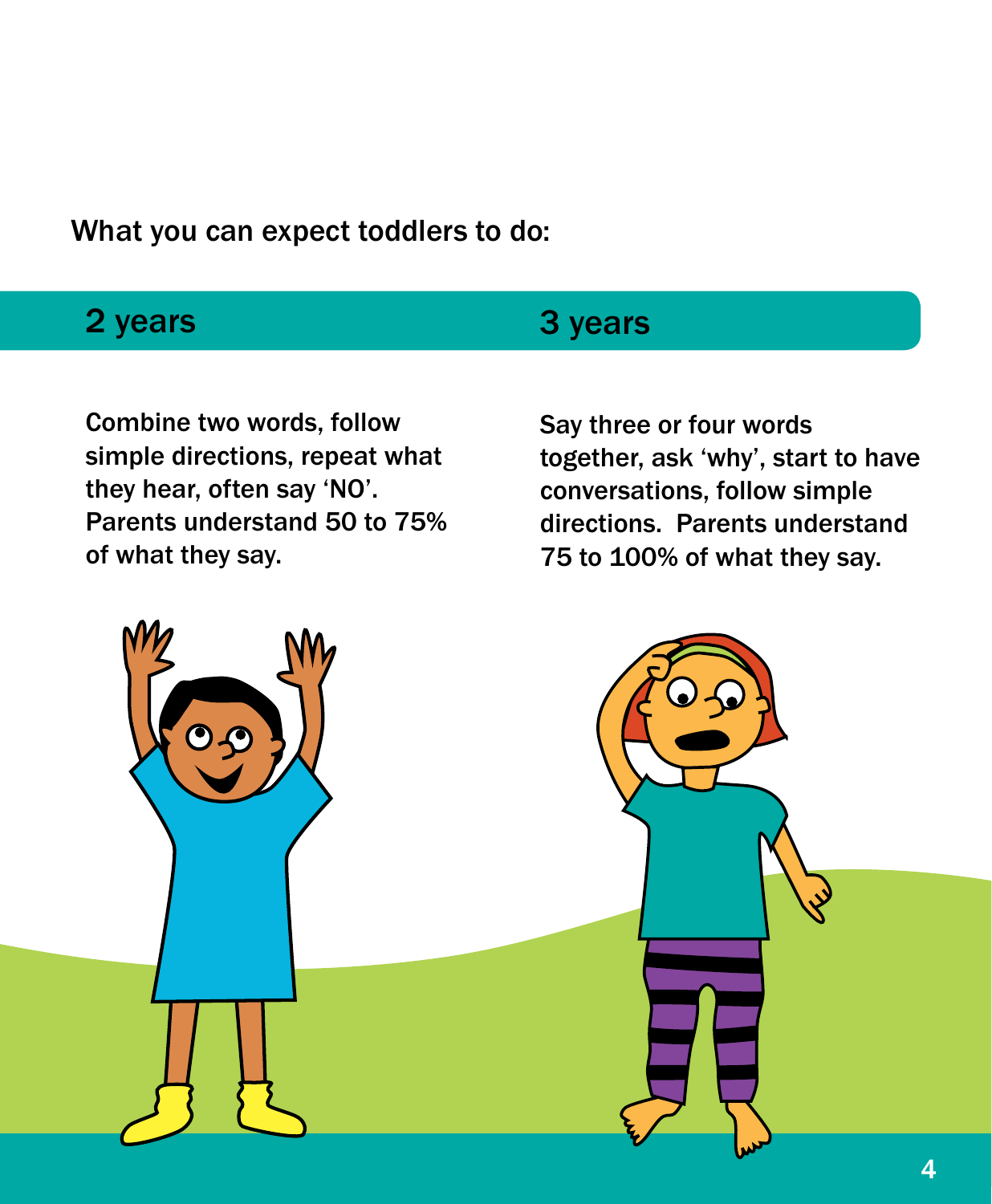What you can expect toddlers to do:

## 2 years

Combine two words, follow simple directions, repeat what they hear, often say 'NO'. Parents understand 50 to 75% of what they say.

## 3 years

Say three or four words together, ask 'why', start to have conversations, follow simple directions. Parents understand 75 to 100% of what they say.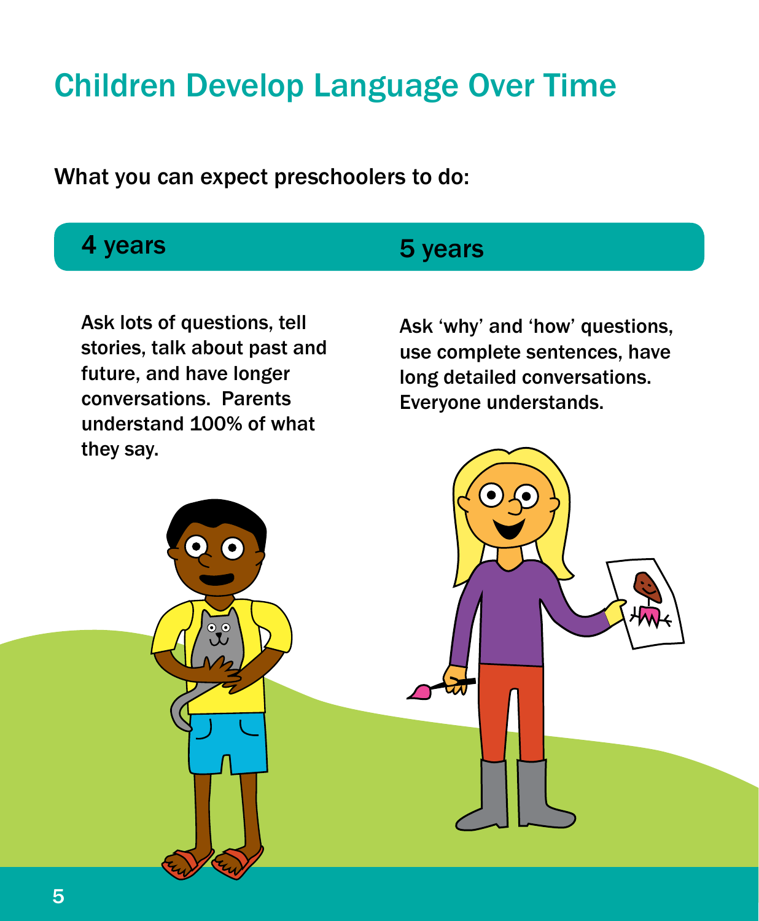# Children Develop Language Over Time

What you can expect preschoolers to do:

| 4 years | 5 years |
| --- | --- |
| Ask lots of questions, tell stories, talk about past and future, and have longer conversations.  Parents understand 100% of what they say. | Ask 'why' and 'how' questions, use complete sentences, have long detailed conversations. Everyone understands. |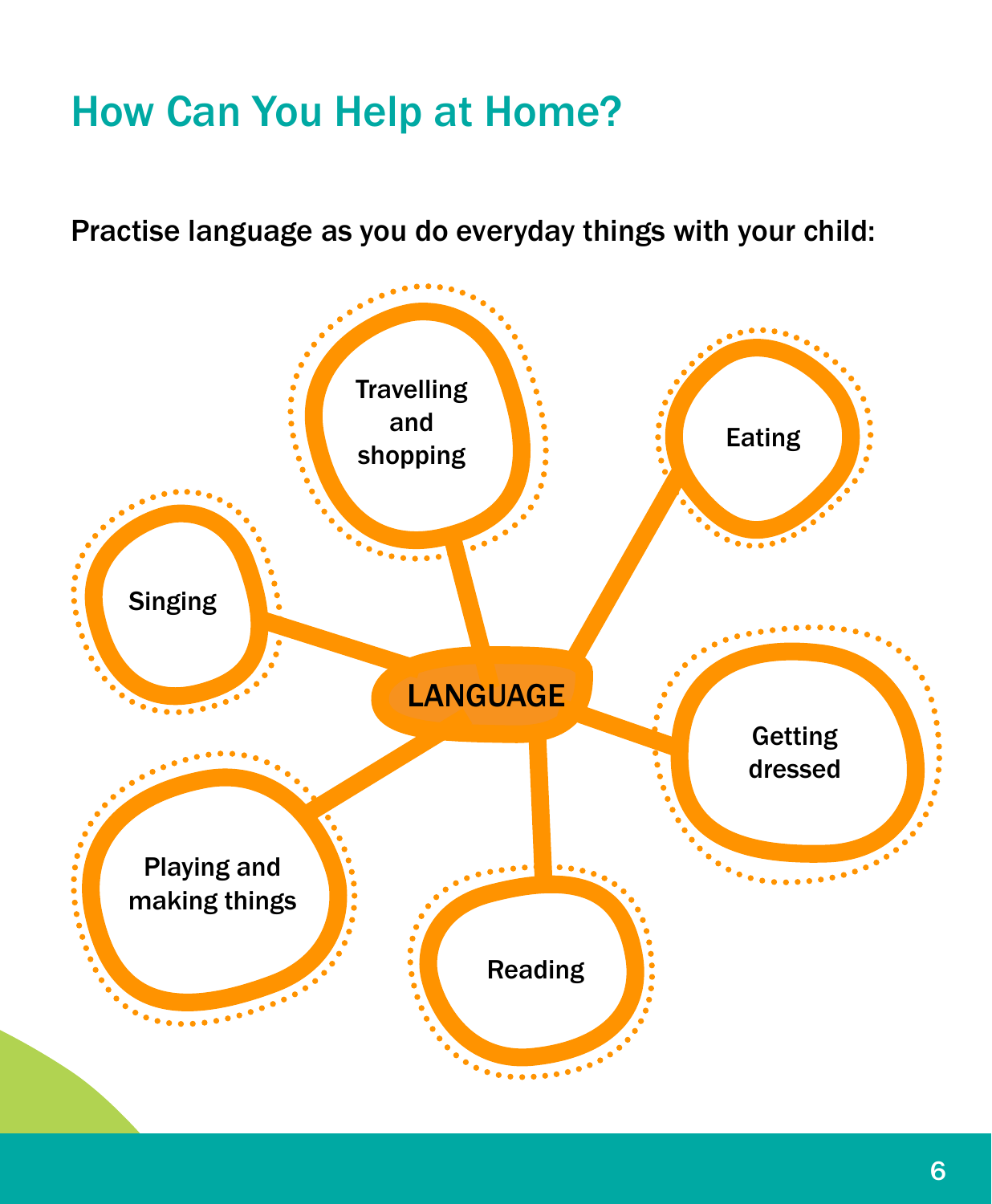# How Can You Help at Home?

Practise language as you do everyday things with your child:

LANGUAGE

- Travelling and shopping
- Eating
- Getting dressed
- Reading
- Playing and making things
- Singing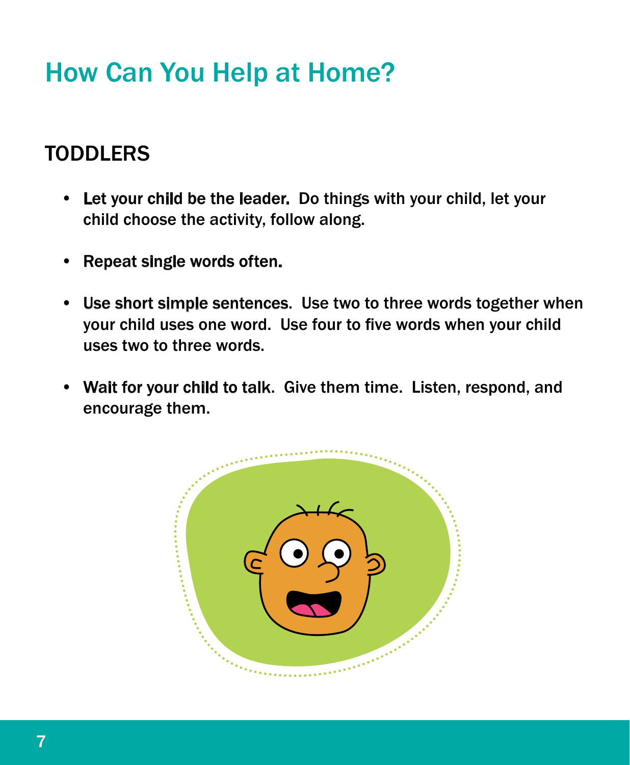# How Can You Help at Home?

## TODDLERS

- **Let your child be the leader.** Do things with your child, let your child choose the activity, follow along.
- **Repeat single words often.**
- **Use short simple sentences.** Use two to three words together when your child uses one word. Use four to five words when your child uses two to three words.
- **Wait for your child to talk.** Give them time. Listen, respond, and encourage them.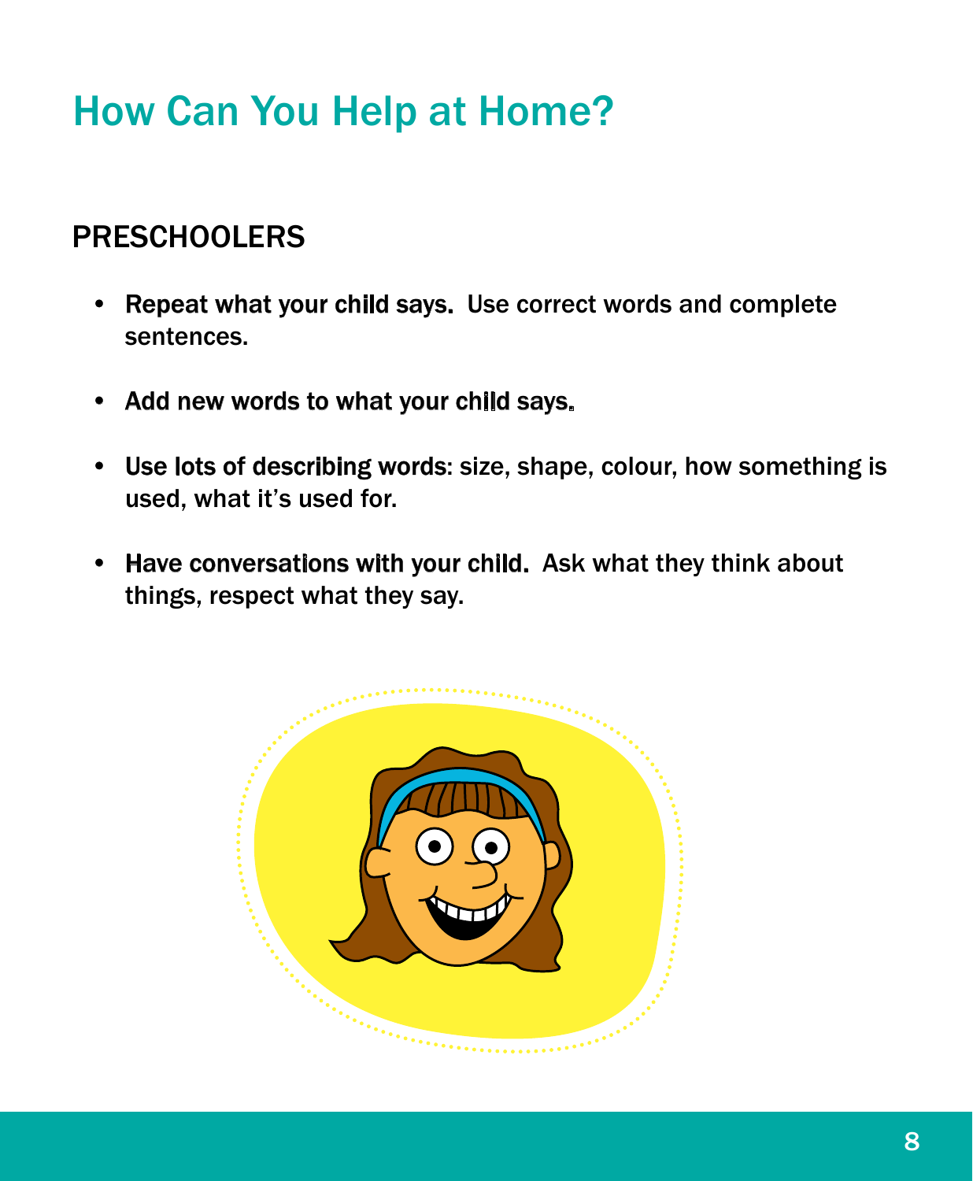# How Can You Help at Home?

## PRESCHOOLERS

- **Repeat what your child says.** Use correct words and complete sentences.
- **Add new words to what your child says.**
- **Use lots of describing words**: size, shape, colour, how something is used, what it's used for.
- **Have conversations with your child.** Ask what they think about things, respect what they say.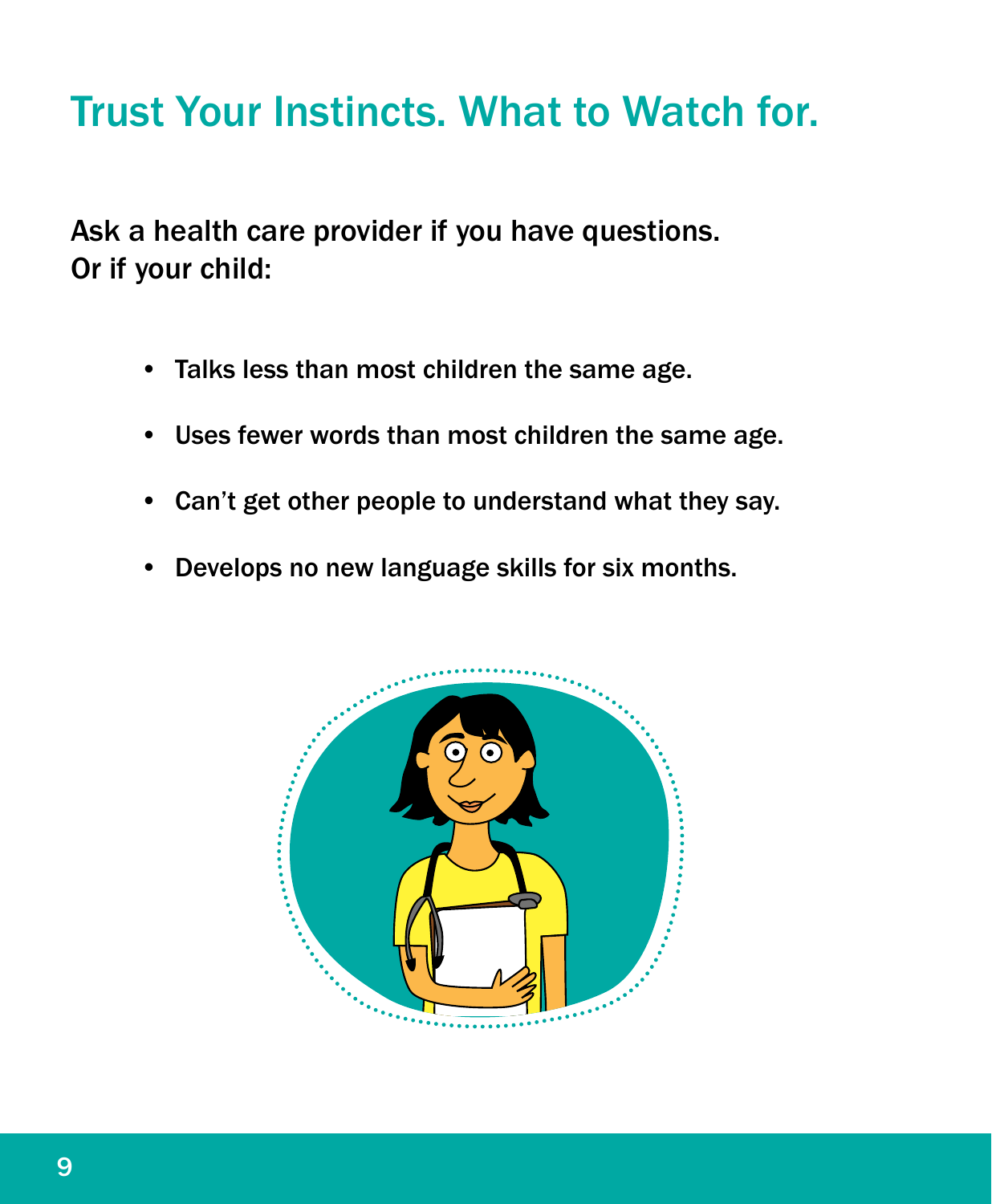# Trust Your Instincts. What to Watch for.

Ask a health care provider if you have questions.
Or if your child:

- Talks less than most children the same age.
- Uses fewer words than most children the same age.
- Can't get other people to understand what they say.
- Develops no new language skills for six months.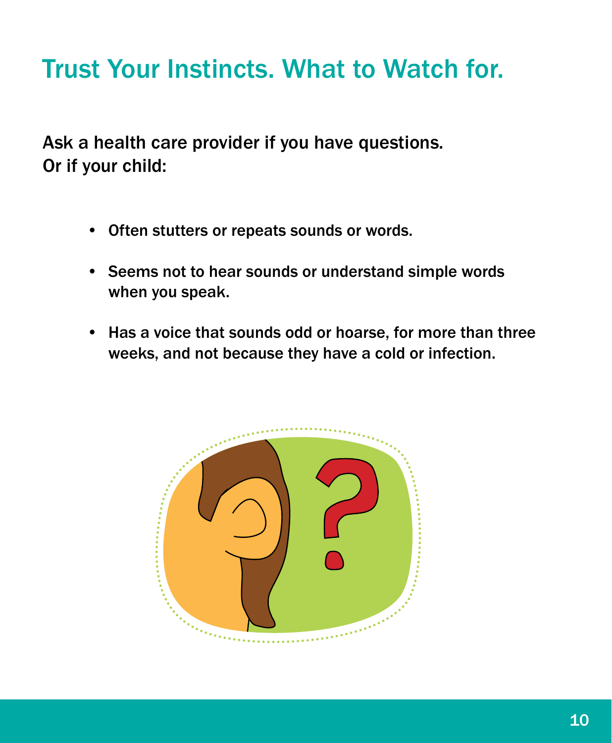# Trust Your Instincts. What to Watch for.

Ask a health care provider if you have questions.
Or if your child:

- Often stutters or repeats sounds or words.
- Seems not to hear sounds or understand simple words when you speak.
- Has a voice that sounds odd or hoarse, for more than three weeks, and not because they have a cold or infection.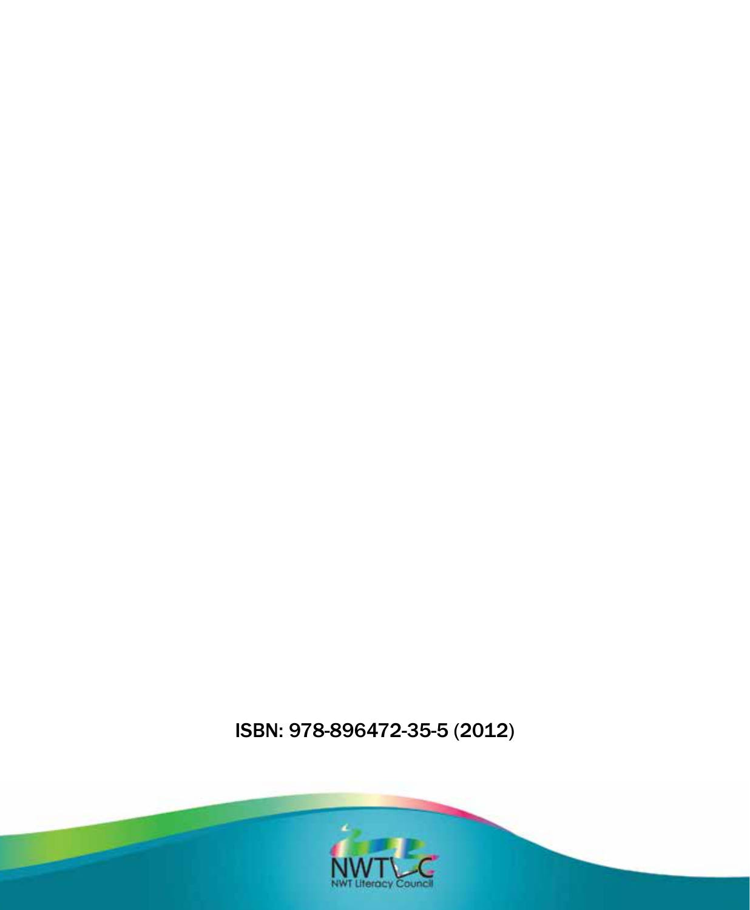ISBN: 978-896472-35-5 (2012)

NWTLC

NWT Literacy Council